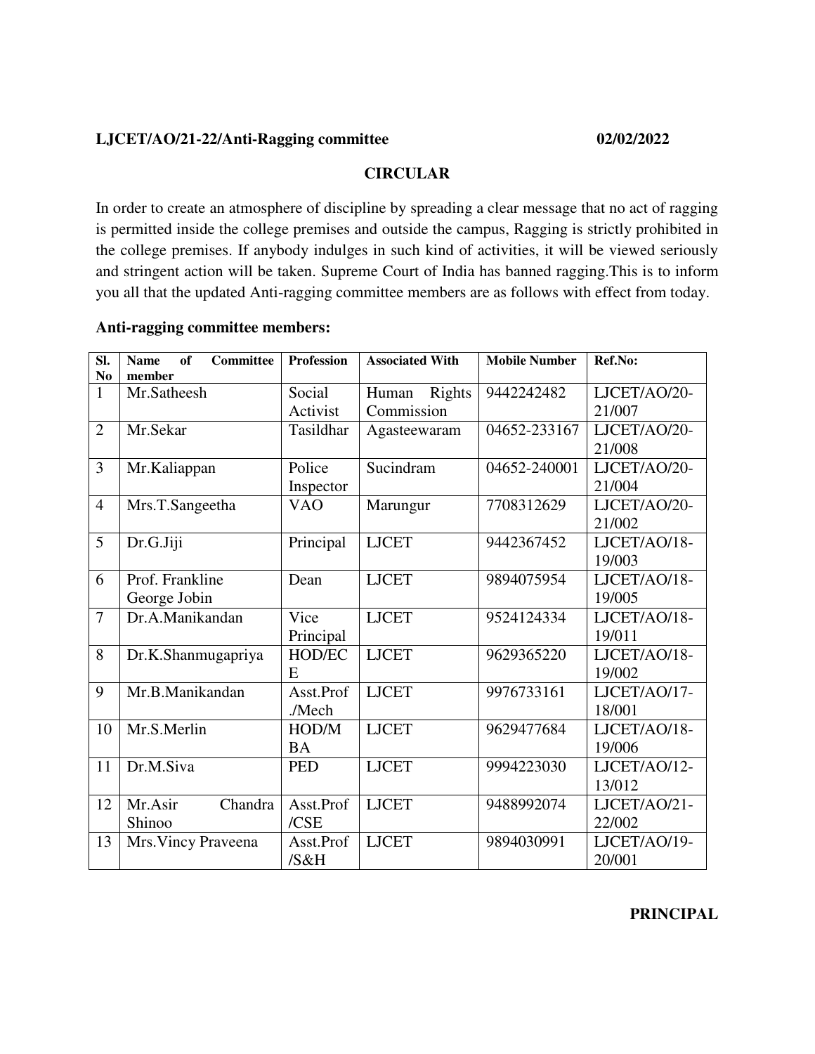**LJCET/AO/21-22/Anti-Ragging committee** **02/02/2022**

## CIRCULAR

In order to create an atmosphere of discipline by spreading a clear message that no act of ragging is permitted inside the college premises and outside the campus, Ragging is strictly prohibited in the college premises. If anybody indulges in such kind of activities, it will be viewed seriously and stringent action will be taken. Supreme Court of India has banned ragging.This is to inform you all that the updated Anti-ragging committee members are as follows with effect from today.

**Anti-ragging committee members:**

| Sl. No | Name of Committee member | Profession | Associated With | Mobile Number | Ref.No: |
|---|---|---|---|---|---|
| 1 | Mr.Satheesh | Social Activist | Human Rights Commission | 9442242482 | LJCET/AO/20-21/007 |
| 2 | Mr.Sekar | Tasildhar | Agasteewaram | 04652-233167 | LJCET/AO/20-21/008 |
| 3 | Mr.Kaliappan | Police Inspector | Sucindram | 04652-240001 | LJCET/AO/20-21/004 |
| 4 | Mrs.T.Sangeetha | VAO | Marungur | 7708312629 | LJCET/AO/20-21/002 |
| 5 | Dr.G.Jiji | Principal | LJCET | 9442367452 | LJCET/AO/18-19/003 |
| 6 | Prof. Frankline George Jobin | Dean | LJCET | 9894075954 | LJCET/AO/18-19/005 |
| 7 | Dr.A.Manikandan | Vice Principal | LJCET | 9524124334 | LJCET/AO/18-19/011 |
| 8 | Dr.K.Shanmugapriya | HOD/ECE | LJCET | 9629365220 | LJCET/AO/18-19/002 |
| 9 | Mr.B.Manikandan | Asst.Prof./Mech | LJCET | 9976733161 | LJCET/AO/17-18/001 |
| 10 | Mr.S.Merlin | HOD/MBA | LJCET | 9629477684 | LJCET/AO/18-19/006 |
| 11 | Dr.M.Siva | PED | LJCET | 9994223030 | LJCET/AO/12-13/012 |
| 12 | Mr.Asir Chandra Shinoo | Asst.Prof/CSE | LJCET | 9488992074 | LJCET/AO/21-22/002 |
| 13 | Mrs.Vincy Praveena | Asst.Prof/S&H | LJCET | 9894030991 | LJCET/AO/19-20/001 |

**PRINCIPAL**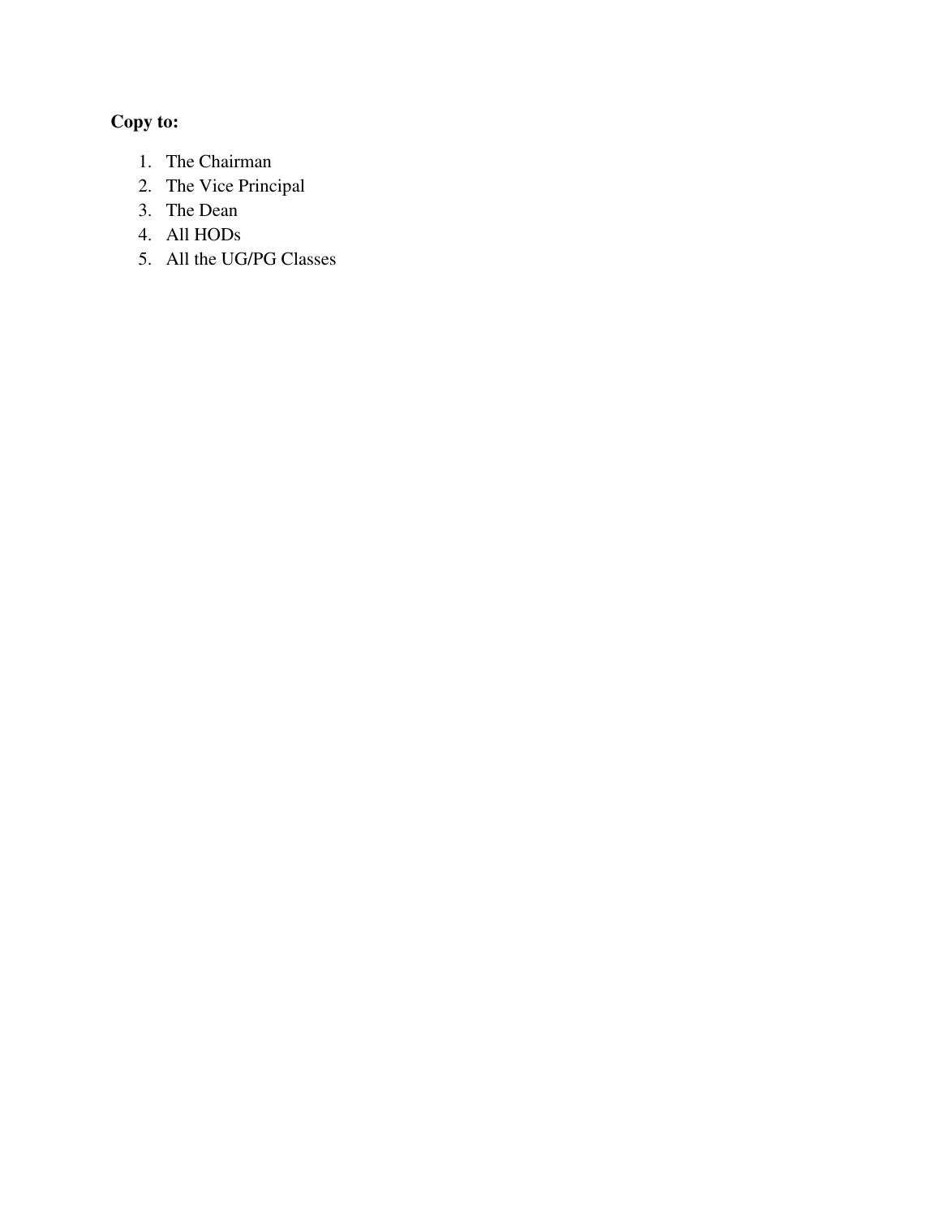**Copy to:**

1. The Chairman
2. The Vice Principal
3. The Dean
4. All HODs
5. All the UG/PG Classes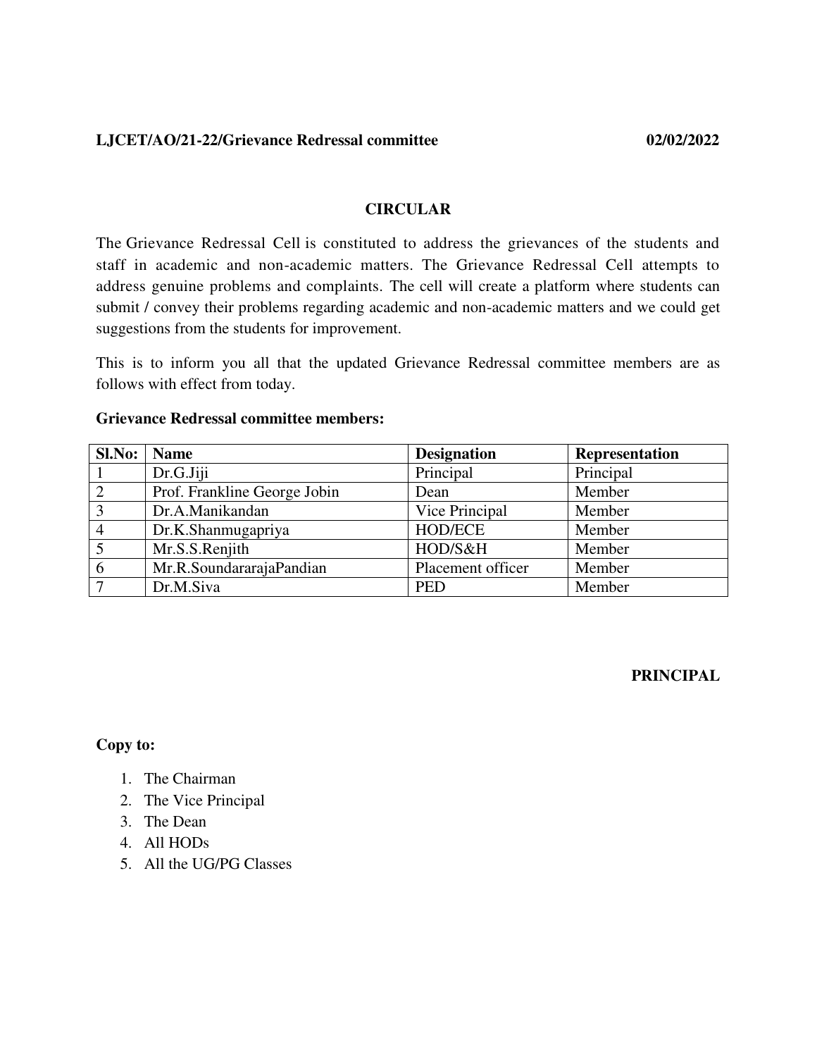**LJCET/AO/21-22/Grievance Redressal committee** **02/02/2022**

## CIRCULAR

The Grievance Redressal Cell is constituted to address the grievances of the students and staff in academic and non-academic matters. The Grievance Redressal Cell attempts to address genuine problems and complaints. The cell will create a platform where students can submit / convey their problems regarding academic and non-academic matters and we could get suggestions from the students for improvement.

This is to inform you all that the updated Grievance Redressal committee members are as follows with effect from today.

**Grievance Redressal committee members:**

| Sl.No: | Name | Designation | Representation |
|---|---|---|---|
| 1 | Dr.G.Jiji | Principal | Principal |
| 2 | Prof. Frankline George Jobin | Dean | Member |
| 3 | Dr.A.Manikandan | Vice Principal | Member |
| 4 | Dr.K.Shanmugapriya | HOD/ECE | Member |
| 5 | Mr.S.S.Renjith | HOD/S&H | Member |
| 6 | Mr.R.SoundararajaPandian | Placement officer | Member |
| 7 | Dr.M.Siva | PED | Member |

**PRINCIPAL**

**Copy to:**

1. The Chairman
2. The Vice Principal
3. The Dean
4. All HODs
5. All the UG/PG Classes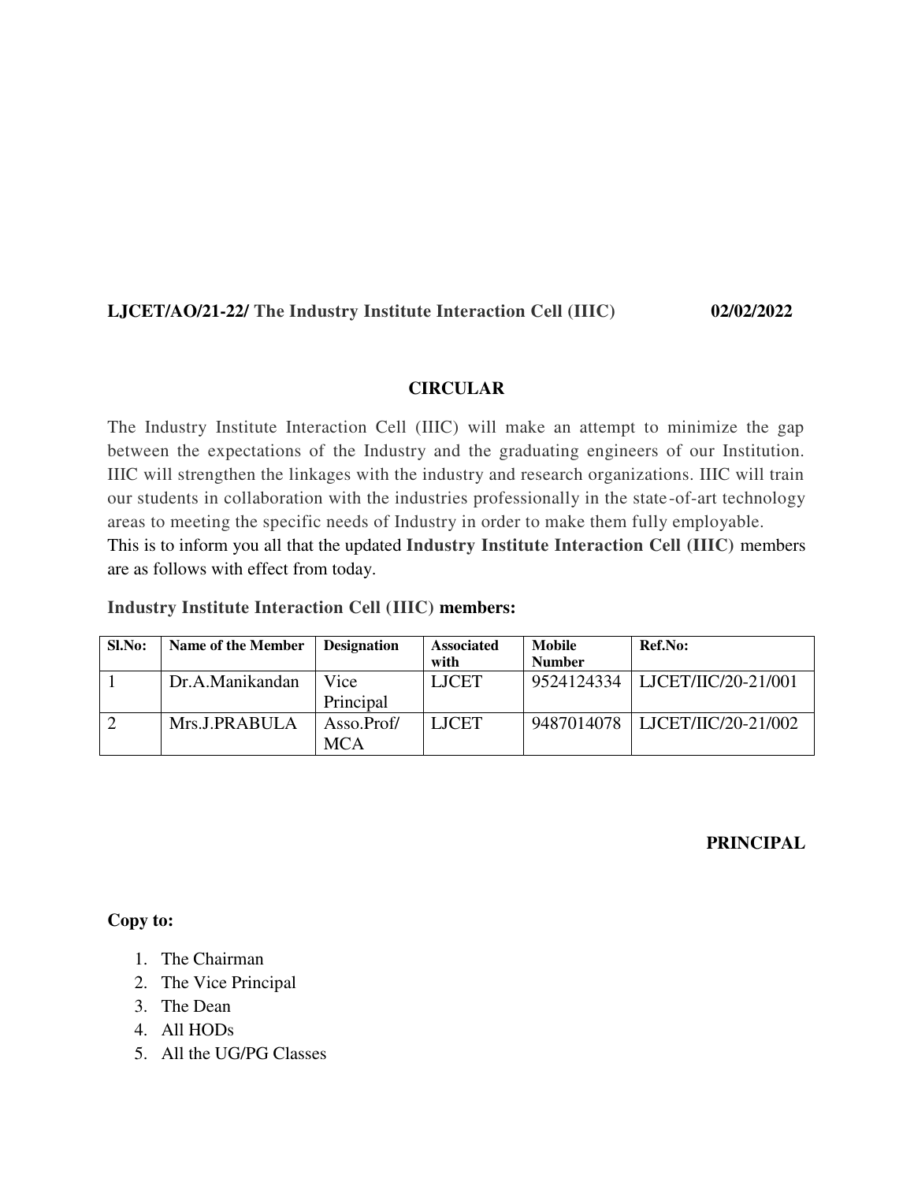**LJCET/AO/21-22/ The Industry Institute Interaction Cell (IIIC)** **02/02/2022**

## CIRCULAR

The Industry Institute Interaction Cell (IIIC) will make an attempt to minimize the gap between the expectations of the Industry and the graduating engineers of our Institution. IIIC will strengthen the linkages with the industry and research organizations. IIIC will train our students in collaboration with the industries professionally in the state-of-art technology areas to meeting the specific needs of Industry in order to make them fully employable.

This is to inform you all that the updated **Industry Institute Interaction Cell (IIIC)** members are as follows with effect from today.

**Industry Institute Interaction Cell (IIIC) members:**

| Sl.No: | Name of the Member | Designation | Associated with | Mobile Number | Ref.No: |
|---|---|---|---|---|---|
| 1 | Dr.A.Manikandan | Vice Principal | LJCET | 9524124334 | LJCET/IIC/20-21/001 |
| 2 | Mrs.J.PRABULA | Asso.Prof/ MCA | LJCET | 9487014078 | LJCET/IIC/20-21/002 |

**PRINCIPAL**

**Copy to:**

1. The Chairman
2. The Vice Principal
3. The Dean
4. All HODs
5. All the UG/PG Classes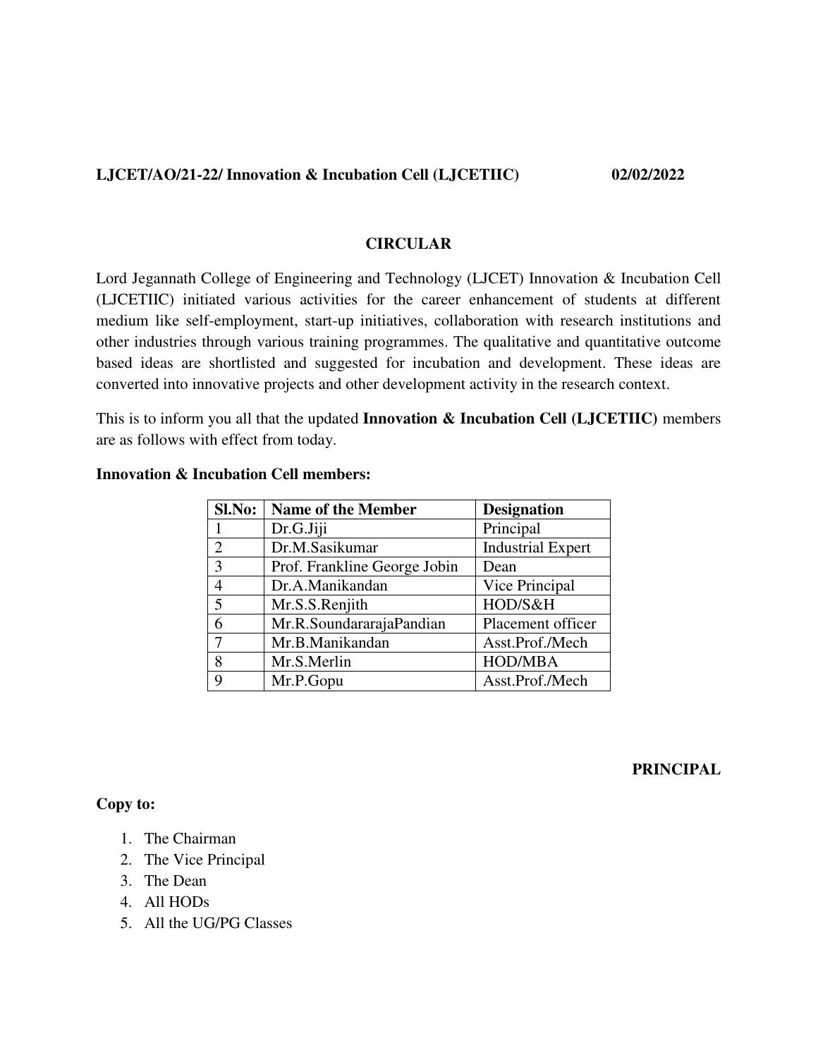**LJCET/AO/21-22/ Innovation & Incubation Cell (LJCETIIC) 02/02/2022**

## CIRCULAR

Lord Jegannath College of Engineering and Technology (LJCET) Innovation & Incubation Cell (LJCETIIC) initiated various activities for the career enhancement of students at different medium like self-employment, start-up initiatives, collaboration with research institutions and other industries through various training programmes. The qualitative and quantitative outcome based ideas are shortlisted and suggested for incubation and development. These ideas are converted into innovative projects and other development activity in the research context.

This is to inform you all that the updated **Innovation & Incubation Cell (LJCETIIC)** members are as follows with effect from today.

**Innovation & Incubation Cell members:**

| Sl.No: | Name of the Member | Designation |
|---|---|---|
| 1 | Dr.G.Jiji | Principal |
| 2 | Dr.M.Sasikumar | Industrial Expert |
| 3 | Prof. Frankline George Jobin | Dean |
| 4 | Dr.A.Manikandan | Vice Principal |
| 5 | Mr.S.S.Renjith | HOD/S&H |
| 6 | Mr.R.SoundararajaPandian | Placement officer |
| 7 | Mr.B.Manikandan | Asst.Prof./Mech |
| 8 | Mr.S.Merlin | HOD/MBA |
| 9 | Mr.P.Gopu | Asst.Prof./Mech |

**PRINCIPAL**

**Copy to:**

1. The Chairman
2. The Vice Principal
3. The Dean
4. All HODs
5. All the UG/PG Classes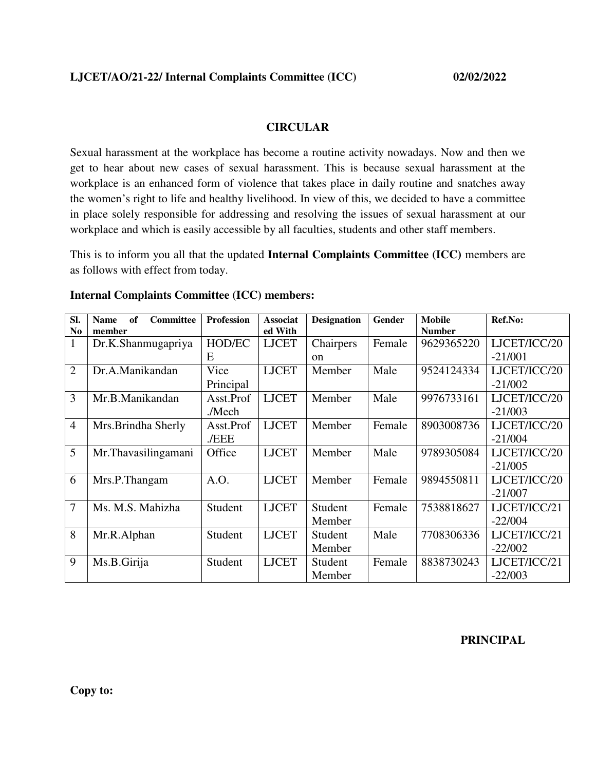**LJCET/AO/21-22/ Internal Complaints Committee (ICC)** **02/02/2022**

## CIRCULAR

Sexual harassment at the workplace has become a routine activity nowadays. Now and then we get to hear about new cases of sexual harassment. This is because sexual harassment at the workplace is an enhanced form of violence that takes place in daily routine and snatches away the women's right to life and healthy livelihood. In view of this, we decided to have a committee in place solely responsible for addressing and resolving the issues of sexual harassment at our workplace and which is easily accessible by all faculties, students and other staff members.

This is to inform you all that the updated **Internal Complaints Committee (ICC)** members are as follows with effect from today.

**Internal Complaints Committee (ICC) members:**

| Sl. No | Name of Committee member | Profession | Associated With | Designation | Gender | Mobile Number | Ref.No: |
|---|---|---|---|---|---|---|---|
| 1 | Dr.K.Shanmugapriya | HOD/ECE | LJCET | Chairperson | Female | 9629365220 | LJCET/ICC/20-21/001 |
| 2 | Dr.A.Manikandan | Vice Principal | LJCET | Member | Male | 9524124334 | LJCET/ICC/20-21/002 |
| 3 | Mr.B.Manikandan | Asst.Prof./Mech | LJCET | Member | Male | 9976733161 | LJCET/ICC/20-21/003 |
| 4 | Mrs.Brindha Sherly | Asst.Prof./EEE | LJCET | Member | Female | 8903008736 | LJCET/ICC/20-21/004 |
| 5 | Mr.Thavasilingamani | Office | LJCET | Member | Male | 9789305084 | LJCET/ICC/20-21/005 |
| 6 | Mrs.P.Thangam | A.O. | LJCET | Member | Female | 9894550811 | LJCET/ICC/20-21/007 |
| 7 | Ms. M.S. Mahizha | Student | LJCET | Student Member | Female | 7538818627 | LJCET/ICC/21-22/004 |
| 8 | Mr.R.Alphan | Student | LJCET | Student Member | Male | 7708306336 | LJCET/ICC/21-22/002 |
| 9 | Ms.B.Girija | Student | LJCET | Student Member | Female | 8838730243 | LJCET/ICC/21-22/003 |

**PRINCIPAL**

**Copy to:**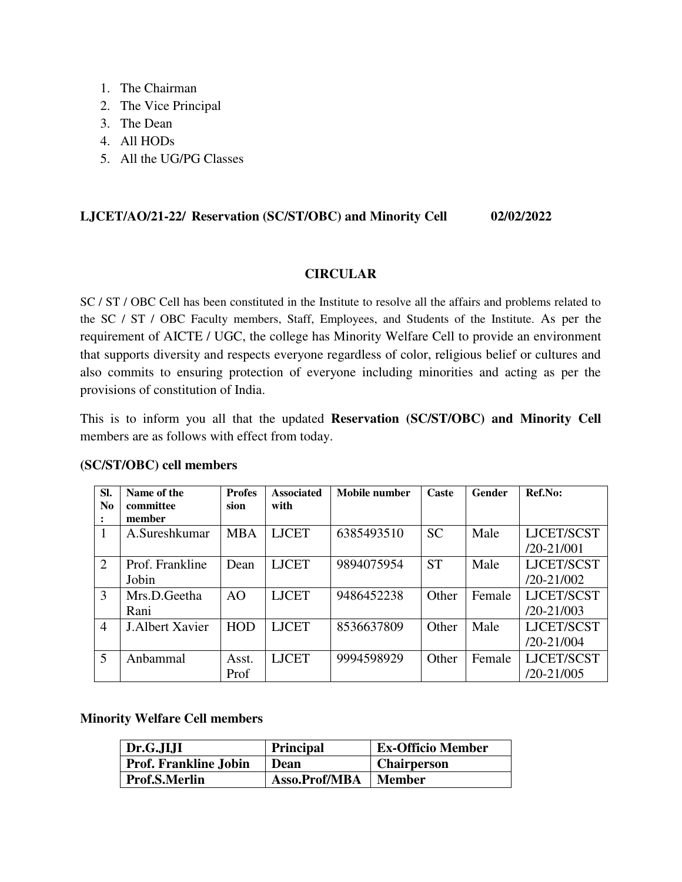1. The Chairman
2. The Vice Principal
3. The Dean
4. All HODs
5. All the UG/PG Classes

**LJCET/AO/21-22/ Reservation (SC/ST/OBC) and Minority Cell 02/02/2022**

## CIRCULAR

SC / ST / OBC Cell has been constituted in the Institute to resolve all the affairs and problems related to the SC / ST / OBC Faculty members, Staff, Employees, and Students of the Institute. As per the requirement of AICTE / UGC, the college has Minority Welfare Cell to provide an environment that supports diversity and respects everyone regardless of color, religious belief or cultures and also commits to ensuring protection of everyone including minorities and acting as per the provisions of constitution of India.

This is to inform you all that the updated **Reservation (SC/ST/OBC) and Minority Cell** members are as follows with effect from today.

**(SC/ST/OBC) cell members**

| Sl. No: | Name of the committee member | Profession | Associated with | Mobile number | Caste | Gender | Ref.No: |
|---|---|---|---|---|---|---|---|
| 1 | A.Sureshkumar | MBA | LJCET | 6385493510 | SC | Male | LJCET/SCST/20-21/001 |
| 2 | Prof. Frankline Jobin | Dean | LJCET | 9894075954 | ST | Male | LJCET/SCST/20-21/002 |
| 3 | Mrs.D.Geetha Rani | AO | LJCET | 9486452238 | Other | Female | LJCET/SCST/20-21/003 |
| 4 | J.Albert Xavier | HOD | LJCET | 8536637809 | Other | Male | LJCET/SCST/20-21/004 |
| 5 | Anbammal | Asst. Prof | LJCET | 9994598929 | Other | Female | LJCET/SCST/20-21/005 |

**Minority Welfare Cell members**

| Dr.G.JIJI | Principal | Ex-Officio Member |
|---|---|---|
| Prof. Frankline Jobin | Dean | Chairperson |
| Prof.S.Merlin | Asso.Prof/MBA | Member |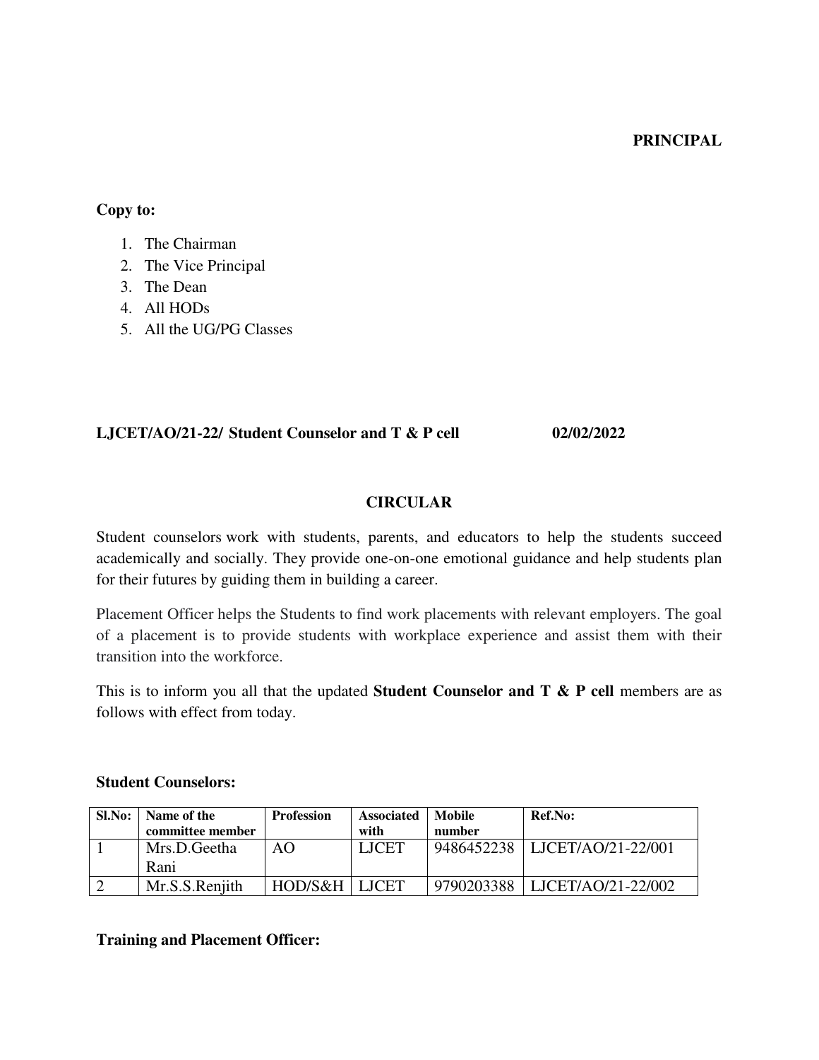**PRINCIPAL**

**Copy to:**

1. The Chairman
2. The Vice Principal
3. The Dean
4. All HODs
5. All the UG/PG Classes

**LJCET/AO/21-22/ Student Counselor and T & P cell 02/02/2022**

**CIRCULAR**

Student counselors work with students, parents, and educators to help the students succeed academically and socially. They provide one-on-one emotional guidance and help students plan for their futures by guiding them in building a career.

Placement Officer helps the Students to find work placements with relevant employers. The goal of a placement is to provide students with workplace experience and assist them with their transition into the workforce.

This is to inform you all that the updated **Student Counselor and T & P cell** members are as follows with effect from today.

**Student Counselors:**

| Sl.No: | Name of the committee member | Profession | Associated with | Mobile number | Ref.No: |
|---|---|---|---|---|---|
| 1 | Mrs.D.Geetha Rani | AO | LJCET | 9486452238 | LJCET/AO/21-22/001 |
| 2 | Mr.S.S.Renjith | HOD/S&H | LJCET | 9790203388 | LJCET/AO/21-22/002 |

**Training and Placement Officer:**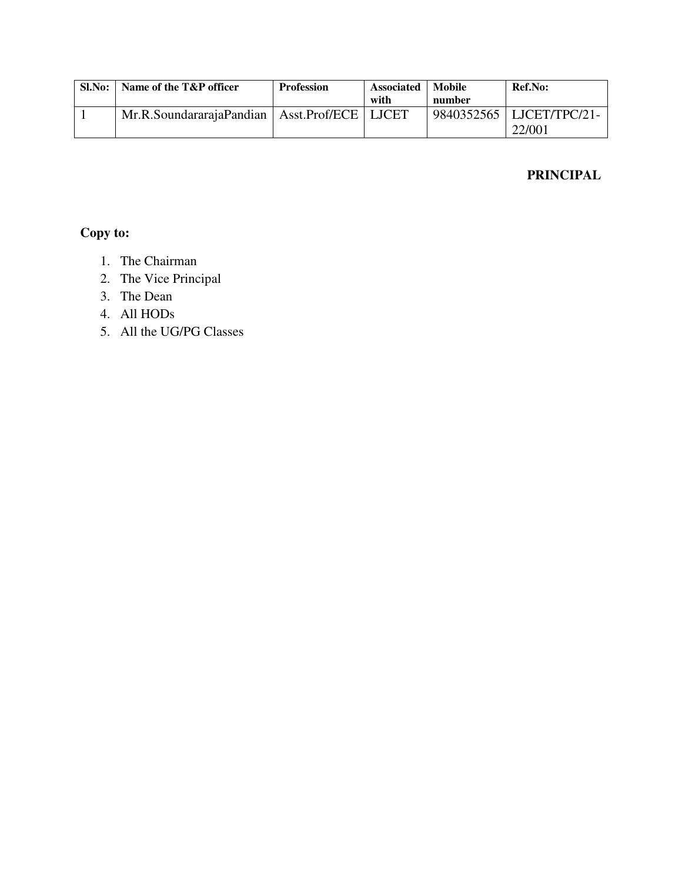| Sl.No: | Name of the T&P officer | Profession | Associated with | Mobile number | Ref.No: |
|---|---|---|---|---|---|
| 1 | Mr.R.SoundararajaPandian | Asst.Prof/ECE | LJCET | 9840352565 | LJCET/TPC/21-22/001 |

**PRINCIPAL**

**Copy to:**

1. The Chairman
2. The Vice Principal
3. The Dean
4. All HODs
5. All the UG/PG Classes